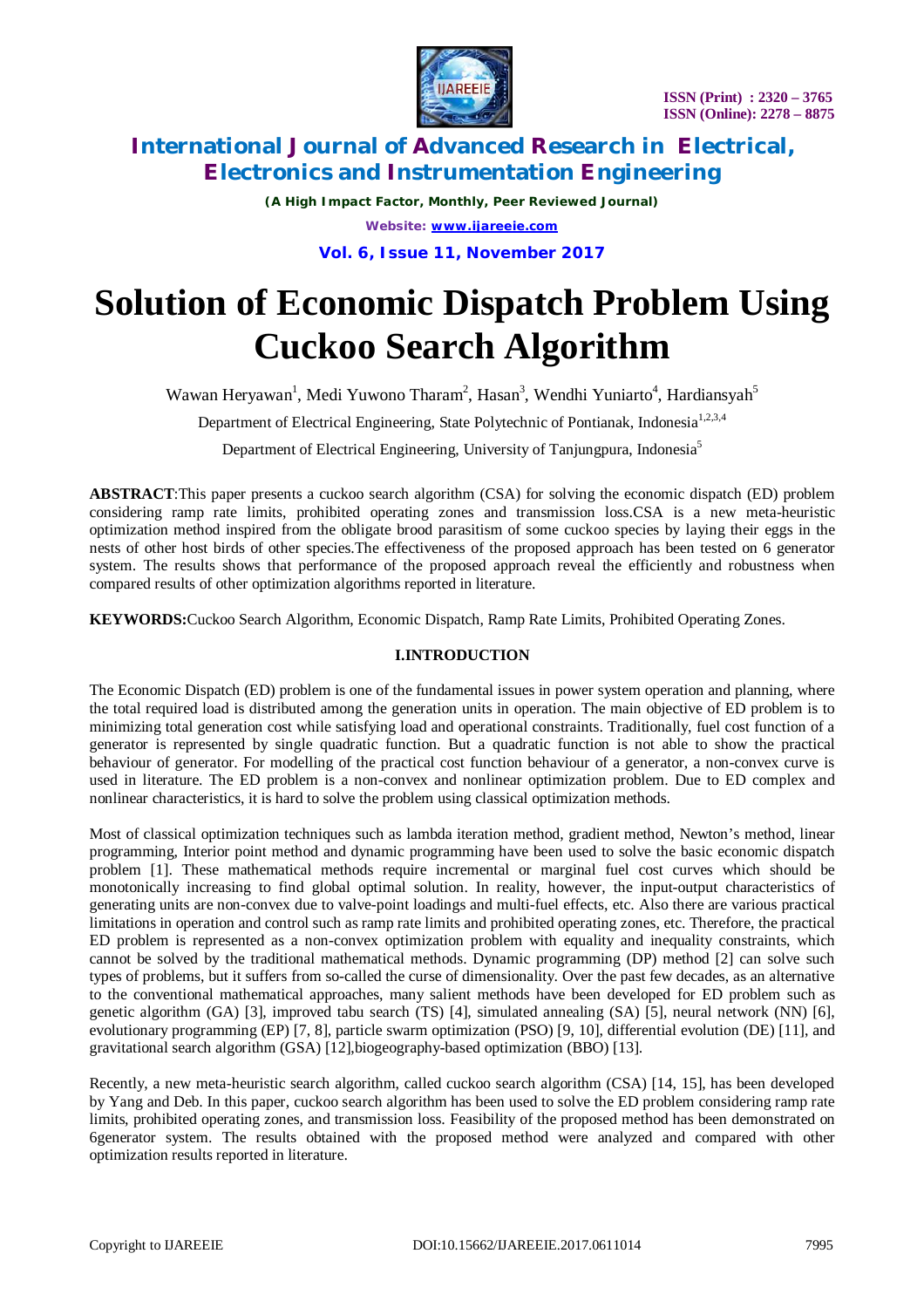# Solution of Economic Dispatch Problem Using Cuckoo Search Algorithm

Wawan Heryawan[1], Medi Yuwono Tharam[2], Hasan[3], Wendhi Yuniarto[4], Hardiansyah[5]

Department of Electrical Engineering, State Polytechnic of Pontianak, Indonesia[1,2,3,4]

Department of Electrical Engineering, University of Tanjungpura, Indonesia[5]

**ABSTRACT**:This paper presents a cuckoo search algorithm (CSA) for solving the economic dispatch (ED) problem considering ramp rate limits, prohibited operating zones and transmission loss.CSA is a new meta-heuristic optimization method inspired from the obligate brood parasitism of some cuckoo species by laying their eggs in the nests of other host birds of other species.The effectiveness of the proposed approach has been tested on 6 generator system. The results shows that performance of the proposed approach reveal the efficiently and robustness when compared results of other optimization algorithms reported in literature.

**KEYWORDS:**Cuckoo Search Algorithm, Economic Dispatch, Ramp Rate Limits, Prohibited Operating Zones.

## I.INTRODUCTION

The Economic Dispatch (ED) problem is one of the fundamental issues in power system operation and planning, where the total required load is distributed among the generation units in operation. The main objective of ED problem is to minimizing total generation cost while satisfying load and operational constraints. Traditionally, fuel cost function of a generator is represented by single quadratic function. But a quadratic function is not able to show the practical behaviour of generator. For modelling of the practical cost function behaviour of a generator, a non-convex curve is used in literature. The ED problem is a non-convex and nonlinear optimization problem. Due to ED complex and nonlinear characteristics, it is hard to solve the problem using classical optimization methods.

Most of classical optimization techniques such as lambda iteration method, gradient method, Newton's method, linear programming, Interior point method and dynamic programming have been used to solve the basic economic dispatch problem [1]. These mathematical methods require incremental or marginal fuel cost curves which should be monotonically increasing to find global optimal solution. In reality, however, the input-output characteristics of generating units are non-convex due to valve-point loadings and multi-fuel effects, etc. Also there are various practical limitations in operation and control such as ramp rate limits and prohibited operating zones, etc. Therefore, the practical ED problem is represented as a non-convex optimization problem with equality and inequality constraints, which cannot be solved by the traditional mathematical methods. Dynamic programming (DP) method [2] can solve such types of problems, but it suffers from so-called the curse of dimensionality. Over the past few decades, as an alternative to the conventional mathematical approaches, many salient methods have been developed for ED problem such as genetic algorithm (GA) [3], improved tabu search (TS) [4], simulated annealing (SA) [5], neural network (NN) [6], evolutionary programming (EP) [7, 8], particle swarm optimization (PSO) [9, 10], differential evolution (DE) [11], and gravitational search algorithm (GSA) [12],biogeography-based optimization (BBO) [13].

Recently, a new meta-heuristic search algorithm, called cuckoo search algorithm (CSA) [14, 15], has been developed by Yang and Deb. In this paper, cuckoo search algorithm has been used to solve the ED problem considering ramp rate limits, prohibited operating zones, and transmission loss. Feasibility of the proposed method has been demonstrated on 6generator system. The results obtained with the proposed method were analyzed and compared with other optimization results reported in literature.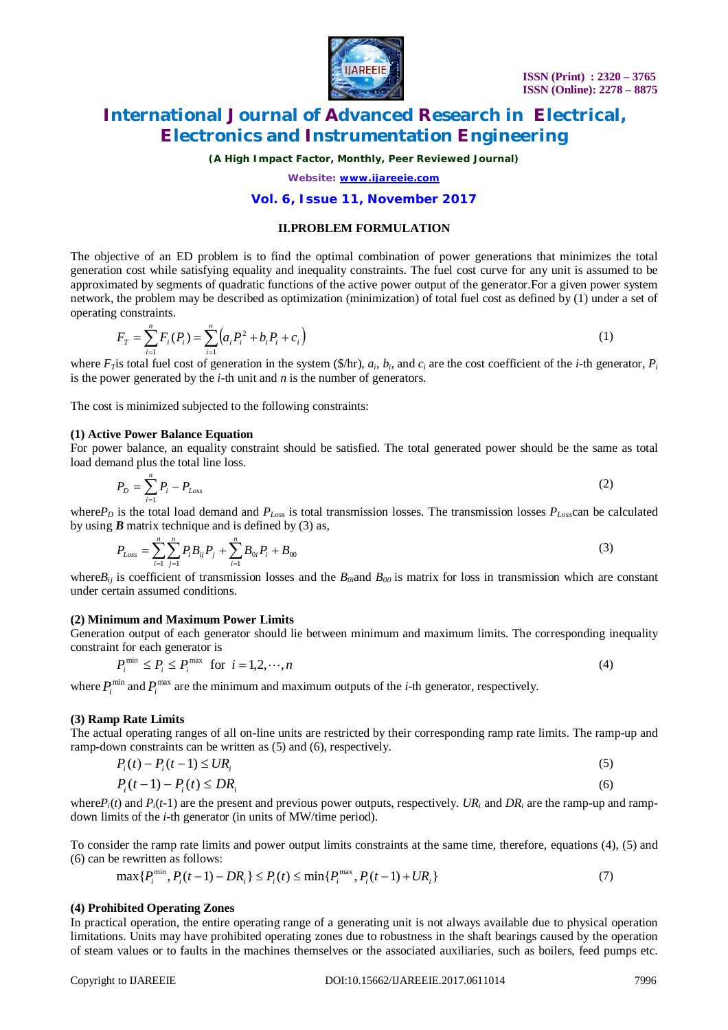## II.PROBLEM FORMULATION

The objective of an ED problem is to find the optimal combination of power generations that minimizes the total generation cost while satisfying equality and inequality constraints. The fuel cost curve for any unit is assumed to be approximated by segments of quadratic functions of the active power output of the generator.For a given power system network, the problem may be described as optimization (minimization) of total fuel cost as defined by (1) under a set of operating constraints.

$$F_T = \sum_{i=1}^{n} F_i(P_i) = \sum_{i=1}^{n} \left(a_i P_i^2 + b_i P_i + c_i\right) \tag{1}$$

where $F_T$is total fuel cost of generation in the system (\$/hr), $a_i$, $b_i$, and $c_i$ are the cost coefficient of the *i*-th generator, $P_i$ is the power generated by the *i*-th unit and *n* is the number of generators.

The cost is minimized subjected to the following constraints:

**(1) Active Power Balance Equation**

For power balance, an equality constraint should be satisfied. The total generated power should be the same as total load demand plus the total line loss.

$$P_D = \sum_{i=1}^{n} P_i - P_{Loss} \tag{2}$$

where$P_D$ is the total load demand and $P_{Loss}$ is total transmission losses. The transmission losses $P_{Loss}$can be calculated by using ***B*** matrix technique and is defined by (3) as,

$$P_{Loss} = \sum_{i=1}^{n}\sum_{j=1}^{n} P_i B_{ij} P_j + \sum_{i=1}^{n} B_{0i} P_i + B_{00} \tag{3}$$

where$B_{ij}$ is coefficient of transmission losses and the $B_{0i}$and $B_{00}$ is matrix for loss in transmission which are constant under certain assumed conditions.

**(2) Minimum and Maximum Power Limits**

Generation output of each generator should lie between minimum and maximum limits. The corresponding inequality constraint for each generator is

$$P_i^{\min} \le P_i \le P_i^{\max} \quad \text{for } i = 1, 2, \cdots, n \tag{4}$$

where $P_i^{\min}$ and $P_i^{\max}$ are the minimum and maximum outputs of the *i*-th generator, respectively.

**(3) Ramp Rate Limits**

The actual operating ranges of all on-line units are restricted by their corresponding ramp rate limits. The ramp-up and ramp-down constraints can be written as (5) and (6), respectively.

$$P_i(t) - P_i(t-1) \le UR_i \tag{5}$$

$$P_i(t-1) - P_i(t) \le DR_i \tag{6}$$

where$P_i(t)$ and $P_i(t\text{-}1)$ are the present and previous power outputs, respectively. $UR_i$ and $DR_i$ are the ramp-up and ramp-down limits of the *i*-th generator (in units of MW/time period).

To consider the ramp rate limits and power output limits constraints at the same time, therefore, equations (4), (5) and (6) can be rewritten as follows:

$$\max\{P_i^{\min}, P_i(t-1) - DR_i\} \le P_i(t) \le \min\{P_i^{\max}, P_i(t-1) + UR_i\} \tag{7}$$

**(4) Prohibited Operating Zones**

In practical operation, the entire operating range of a generating unit is not always available due to physical operation limitations. Units may have prohibited operating zones due to robustness in the shaft bearings caused by the operation of steam values or to faults in the machines themselves or the associated auxiliaries, such as boilers, feed pumps etc.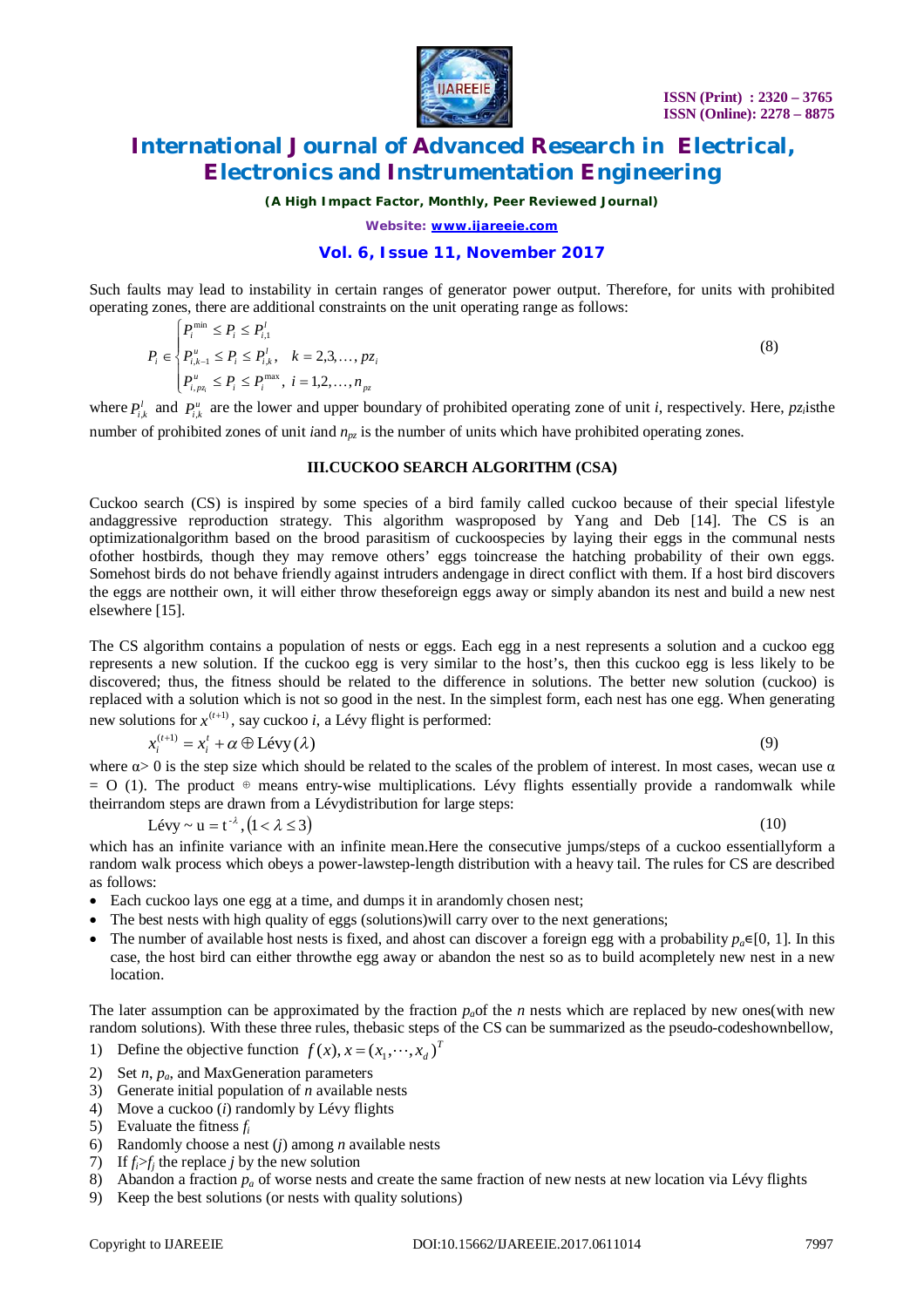Such faults may lead to instability in certain ranges of generator power output. Therefore, for units with prohibited operating zones, there are additional constraints on the unit operating range as follows:

$$P_i \in \begin{cases} P_i^{\min} \le P_i \le P_{i,1}^l \\ P_{i,k-1}^u \le P_i \le P_{i,k}^l, \quad k = 2,3,\ldots,pz_i \\ P_{i,pz_i}^u \le P_i \le P_i^{\max}, \ i = 1,2,\ldots,n_{pz} \end{cases} \tag{8}$$

where $P_{i,k}^l$ and $P_{i,k}^u$ are the lower and upper boundary of prohibited operating zone of unit *i*, respectively. Here, $pz_i$ isthe number of prohibited zones of unit *i*and $n_{pz}$ is the number of units which have prohibited operating zones.

## III.CUCKOO SEARCH ALGORITHM (CSA)

Cuckoo search (CS) is inspired by some species of a bird family called cuckoo because of their special lifestyle andaggressive reproduction strategy. This algorithm wasproposed by Yang and Deb [14]. The CS is an optimizationalgorithm based on the brood parasitism of cuckoospecies by laying their eggs in the communal nests ofother hostbirds, though they may remove others' eggs toincrease the hatching probability of their own eggs. Somehost birds do not behave friendly against intruders andengage in direct conflict with them. If a host bird discovers the eggs are nottheir own, it will either throw theseforeign eggs away or simply abandon its nest and build a new nest elsewhere [15].

The CS algorithm contains a population of nests or eggs. Each egg in a nest represents a solution and a cuckoo egg represents a new solution. If the cuckoo egg is very similar to the host's, then this cuckoo egg is less likely to be discovered; thus, the fitness should be related to the difference in solutions. The better new solution (cuckoo) is replaced with a solution which is not so good in the nest. In the simplest form, each nest has one egg. When generating new solutions for $x^{(t+1)}$, say cuckoo *i*, a Lévy flight is performed:

$$x_i^{(t+1)} = x_i^t + \alpha \oplus \text{Lévy}(\lambda) \tag{9}$$

where $\alpha > 0$ is the step size which should be related to the scales of the problem of interest. In most cases, wecan use $\alpha = O(1)$. The product $\oplus$ means entry-wise multiplications. Lévy flights essentially provide a randomwalk while theirrandom steps are drawn from a Lévydistribution for large steps:

$$\text{Lévy} \sim u = t^{-\lambda}, (1 < \lambda \le 3) \tag{10}$$

which has an infinite variance with an infinite mean.Here the consecutive jumps/steps of a cuckoo essentiallyform a random walk process which obeys a power-lawstep-length distribution with a heavy tail. The rules for CS are described as follows:

- Each cuckoo lays one egg at a time, and dumps it in arandomly chosen nest;
- The best nests with high quality of eggs (solutions)will carry over to the next generations;
- The number of available host nests is fixed, and ahost can discover a foreign egg with a probability $p_a \in [0, 1]$. In this case, the host bird can either throwthe egg away or abandon the nest so as to build acompletely new nest in a new location.

The later assumption can be approximated by the fraction $p_a$of the *n* nests which are replaced by new ones(with new random solutions). With these three rules, thebasic steps of the CS can be summarized as the pseudo-codeshownbellow,

1) Define the objective function $f(x), x = (x_1, \cdots, x_d)^T$
2) Set $n$, $p_a$, and MaxGeneration parameters
3) Generate initial population of *n* available nests
4) Move a cuckoo (*i*) randomly by Lévy flights
5) Evaluate the fitness $f_i$
6) Randomly choose a nest (*j*) among *n* available nests
7) If $f_i > f_j$ the replace *j* by the new solution
8) Abandon a fraction $p_a$ of worse nests and create the same fraction of new nests at new location via Lévy flights
9) Keep the best solutions (or nests with quality solutions)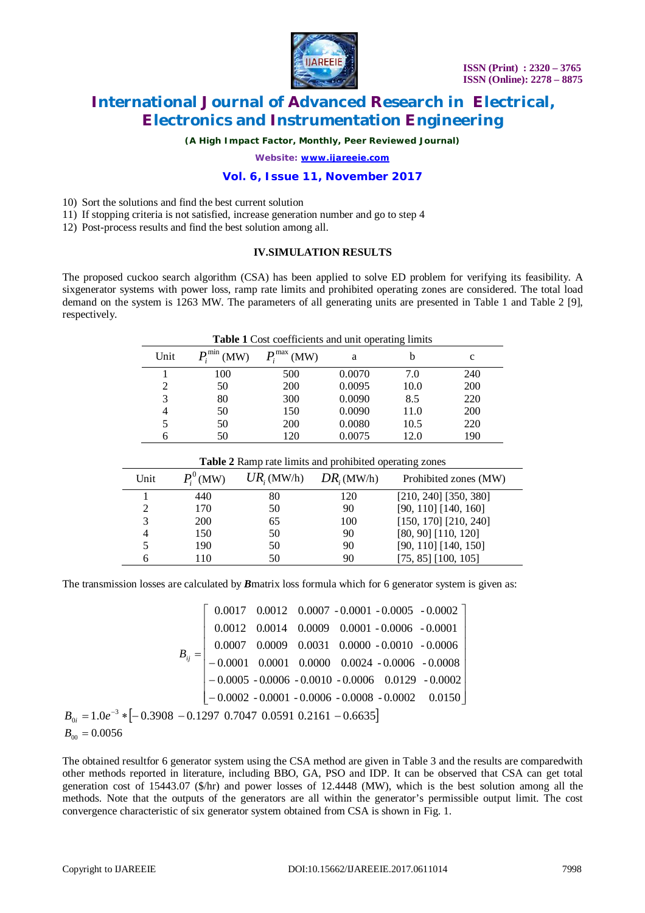10) Sort the solutions and find the best current solution
11) If stopping criteria is not satisfied, increase generation number and go to step 4
12) Post-process results and find the best solution among all.

## IV.SIMULATION RESULTS

The proposed cuckoo search algorithm (CSA) has been applied to solve ED problem for verifying its feasibility. A sixgenerator systems with power loss, ramp rate limits and prohibited operating zones are considered. The total load demand on the system is 1263 MW. The parameters of all generating units are presented in Table 1 and Table 2 [9], respectively.

**Table 1** Cost coefficients and unit operating limits

| Unit | $P_i^{\min}$ (MW) | $P_i^{\max}$ (MW) | a | b | c |
|---|---|---|---|---|---|
| 1 | 100 | 500 | 0.0070 | 7.0 | 240 |
| 2 | 50 | 200 | 0.0095 | 10.0 | 200 |
| 3 | 80 | 300 | 0.0090 | 8.5 | 220 |
| 4 | 50 | 150 | 0.0090 | 11.0 | 200 |
| 5 | 50 | 200 | 0.0080 | 10.5 | 220 |
| 6 | 50 | 120 | 0.0075 | 12.0 | 190 |

**Table 2** Ramp rate limits and prohibited operating zones

| Unit | $P_i^0$ (MW) | $UR_i$ (MW/h) | $DR_i$ (MW/h) | Prohibited zones (MW) |
|---|---|---|---|---|
| 1 | 440 | 80 | 120 | [210, 240] [350, 380] |
| 2 | 170 | 50 | 90 | [90, 110] [140, 160] |
| 3 | 200 | 65 | 100 | [150, 170] [210, 240] |
| 4 | 150 | 50 | 90 | [80, 90] [110, 120] |
| 5 | 190 | 50 | 90 | [90, 110] [140, 150] |
| 6 | 110 | 50 | 90 | [75, 85] [100, 105] |

The transmission losses are calculated by ***B***matrix loss formula which for 6 generator system is given as:

$$B_{ij} = \begin{bmatrix} 0.0017 & 0.0012 & 0.0007 & -0.0001 & -0.0005 & -0.0002 \\ 0.0012 & 0.0014 & 0.0009 & 0.0001 & -0.0006 & -0.0001 \\ 0.0007 & 0.0009 & 0.0031 & 0.0000 & -0.0010 & -0.0006 \\ -0.0001 & 0.0001 & 0.0000 & 0.0024 & -0.0006 & -0.0008 \\ -0.0005 & -0.0006 & -0.0010 & -0.0006 & 0.0129 & -0.0002 \\ -0.0002 & -0.0001 & -0.0006 & -0.0008 & -0.0002 & 0.0150 \end{bmatrix}$$

$$B_{0i} = 1.0e^{-3} * [-0.3908 \ -0.1297 \ 0.7047 \ 0.0591 \ 0.2161 \ -0.6635]$$

$$B_{00} = 0.0056$$

The obtained resultfor 6 generator system using the CSA method are given in Table 3 and the results are comparedwith other methods reported in literature, including BBO, GA, PSO and IDP. It can be observed that CSA can get total generation cost of 15443.07 ($/hr) and power losses of 12.4448 (MW), which is the best solution among all the methods. Note that the outputs of the generators are all within the generator's permissible output limit. The cost convergence characteristic of six generator system obtained from CSA is shown in Fig. 1.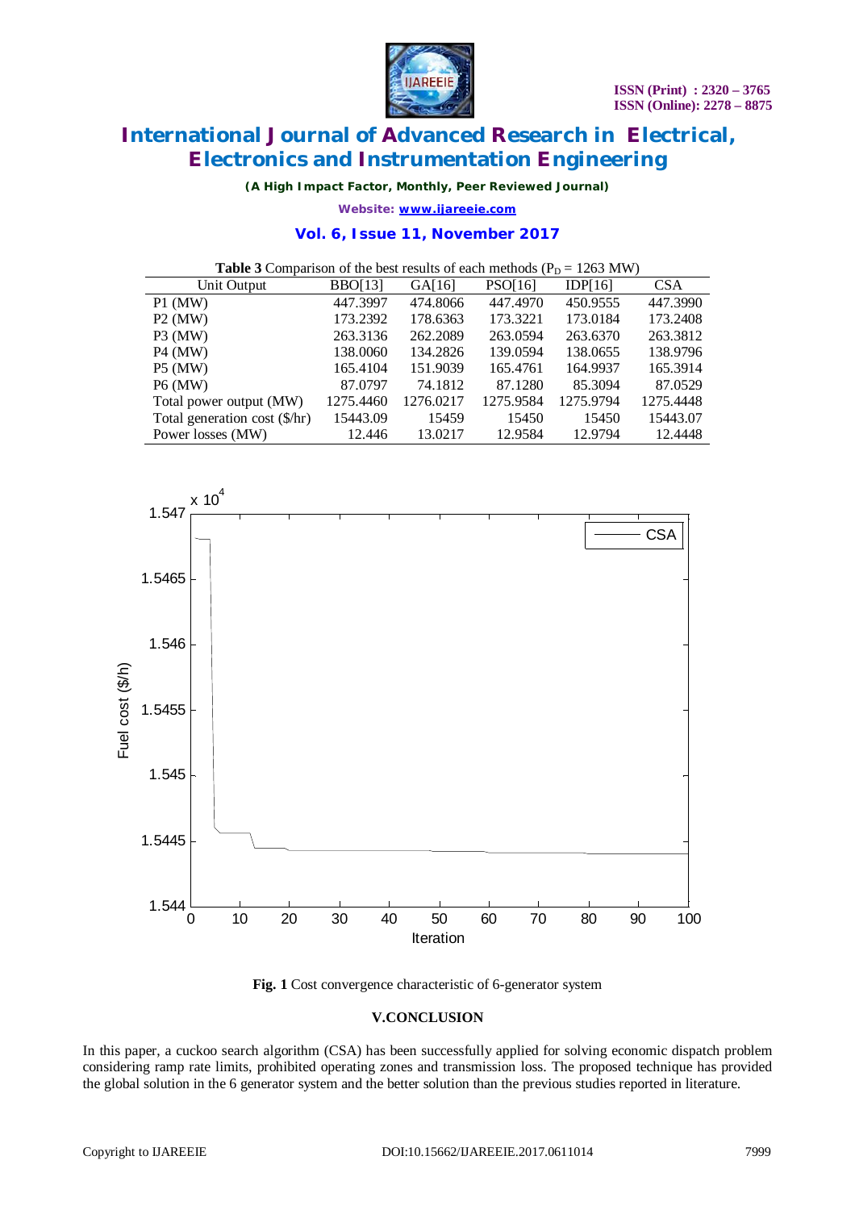**Table 3** Comparison of the best results of each methods ($P_D$ = 1263 MW)

| Unit Output | BBO[13] | GA[16] | PSO[16] | IDP[16] | CSA |
|---|---|---|---|---|---|
| P1 (MW) | 447.3997 | 474.8066 | 447.4970 | 450.9555 | 447.3990 |
| P2 (MW) | 173.2392 | 178.6363 | 173.3221 | 173.0184 | 173.2408 |
| P3 (MW) | 263.3136 | 262.2089 | 263.0594 | 263.6370 | 263.3812 |
| P4 (MW) | 138.0060 | 134.2826 | 139.0594 | 138.0655 | 138.9796 |
| P5 (MW) | 165.4104 | 151.9039 | 165.4761 | 164.9937 | 165.3914 |
| P6 (MW) | 87.0797 | 74.1812 | 87.1280 | 85.3094 | 87.0529 |
| Total power output (MW) | 1275.4460 | 1276.0217 | 1275.9584 | 1275.9794 | 1275.4448 |
| Total generation cost ($/hr) | 15443.09 | 15459 | 15450 | 15450 | 15443.07 |
| Power losses (MW) | 12.446 | 13.0217 | 12.9584 | 12.9794 | 12.4448 |

**Fig. 1** Cost convergence characteristic of 6-generator system

## V.CONCLUSION

In this paper, a cuckoo search algorithm (CSA) has been successfully applied for solving economic dispatch problem considering ramp rate limits, prohibited operating zones and transmission loss. The proposed technique has provided the global solution in the 6 generator system and the better solution than the previous studies reported in literature.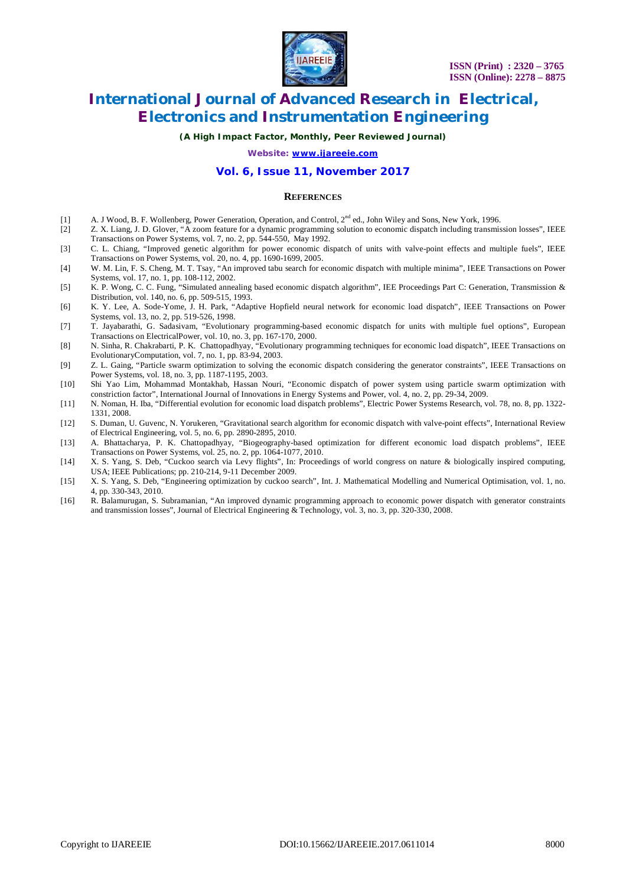## REFERENCES

- [1] A. J Wood, B. F. Wollenberg, Power Generation, Operation, and Control, 2nd ed., John Wiley and Sons, New York, 1996.
- [2] Z. X. Liang, J. D. Glover, "A zoom feature for a dynamic programming solution to economic dispatch including transmission losses", IEEE Transactions on Power Systems, vol. 7, no. 2, pp. 544-550, May 1992.
- [3] C. L. Chiang, "Improved genetic algorithm for power economic dispatch of units with valve-point effects and multiple fuels", IEEE Transactions on Power Systems, vol. 20, no. 4, pp. 1690-1699, 2005.
- [4] W. M. Lin, F. S. Cheng, M. T. Tsay, "An improved tabu search for economic dispatch with multiple minima", IEEE Transactions on Power Systems, vol. 17, no. 1, pp. 108-112, 2002.
- [5] K. P. Wong, C. C. Fung, "Simulated annealing based economic dispatch algorithm", IEE Proceedings Part C: Generation, Transmission & Distribution, vol. 140, no. 6, pp. 509-515, 1993.
- [6] K. Y. Lee, A. Sode-Yome, J. H. Park, "Adaptive Hopfield neural network for economic load dispatch", IEEE Transactions on Power Systems, vol. 13, no. 2, pp. 519-526, 1998.
- [7] T. Jayabarathi, G. Sadasivam, "Evolutionary programming-based economic dispatch for units with multiple fuel options", European Transactions on ElectricalPower, vol. 10, no. 3, pp. 167-170, 2000.
- [8] N. Sinha, R. Chakrabarti, P. K. Chattopadhyay, "Evolutionary programming techniques for economic load dispatch", IEEE Transactions on EvolutionaryComputation, vol. 7, no. 1, pp. 83-94, 2003.
- [9] Z. L. Gaing, "Particle swarm optimization to solving the economic dispatch considering the generator constraints", IEEE Transactions on Power Systems, vol. 18, no. 3, pp. 1187-1195, 2003.
- [10] Shi Yao Lim, Mohammad Montakhab, Hassan Nouri, "Economic dispatch of power system using particle swarm optimization with constriction factor", International Journal of Innovations in Energy Systems and Power, vol. 4, no. 2, pp. 29-34, 2009.
- [11] N. Noman, H. Iba, "Differential evolution for economic load dispatch problems", Electric Power Systems Research, vol. 78, no. 8, pp. 1322-1331, 2008.
- [12] S. Duman, U. Guvenc, N. Yorukeren, "Gravitational search algorithm for economic dispatch with valve-point effects", International Review of Electrical Engineering, vol. 5, no. 6, pp. 2890-2895, 2010.
- [13] A. Bhattacharya, P. K. Chattopadhyay, "Biogeography-based optimization for different economic load dispatch problems", IEEE Transactions on Power Systems, vol. 25, no. 2, pp. 1064-1077, 2010.
- [14] X. S. Yang, S. Deb, "Cuckoo search via Levy flights", In: Proceedings of world congress on nature & biologically inspired computing, USA; IEEE Publications; pp. 210-214, 9-11 December 2009.
- [15] X. S. Yang, S. Deb, "Engineering optimization by cuckoo search", Int. J. Mathematical Modelling and Numerical Optimisation, vol. 1, no. 4, pp. 330-343, 2010.
- [16] R. Balamurugan, S. Subramanian, "An improved dynamic programming approach to economic power dispatch with generator constraints and transmission losses", Journal of Electrical Engineering & Technology, vol. 3, no. 3, pp. 320-330, 2008.